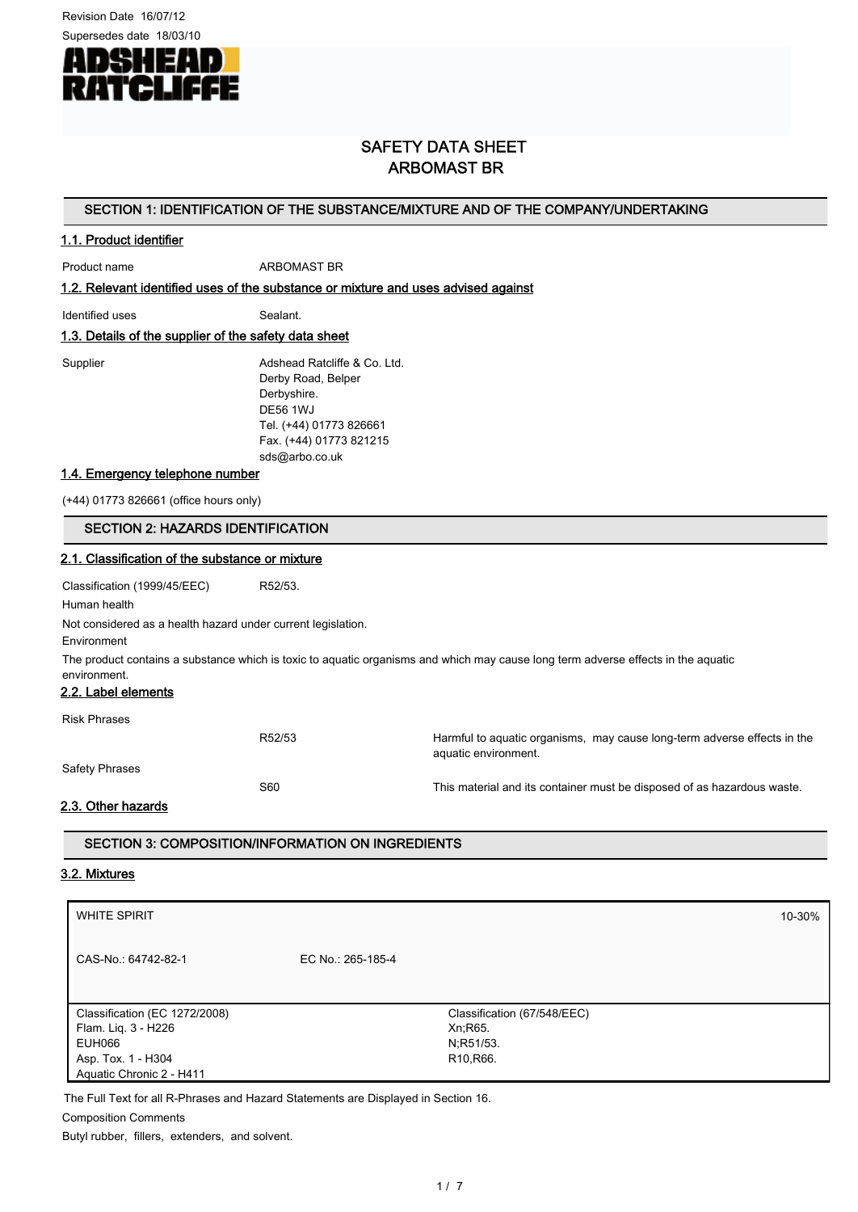Revision Date 16/07/12

Supersedes date 18/03/10

# SAFETY DATA SHEET
# ARBOMAST BR

## SECTION 1: IDENTIFICATION OF THE SUBSTANCE/MIXTURE AND OF THE COMPANY/UNDERTAKING

### 1.1. Product identifier

Product name ARBOMAST BR

### 1.2. Relevant identified uses of the substance or mixture and uses advised against

Identified uses Sealant.

### 1.3. Details of the supplier of the safety data sheet

Supplier
Adshead Ratcliffe & Co. Ltd.
Derby Road, Belper
Derbyshire.
DE56 1WJ
Tel. (+44) 01773 826661
Fax. (+44) 01773 821215
sds@arbo.co.uk

### 1.4. Emergency telephone number

(+44) 01773 826661 (office hours only)

## SECTION 2: HAZARDS IDENTIFICATION

### 2.1. Classification of the substance or mixture

Classification (1999/45/EEC) R52/53.

Human health

Not considered as a health hazard under current legislation.

Environment

The product contains a substance which is toxic to aquatic organisms and which may cause long term adverse effects in the aquatic environment.

### 2.2. Label elements

Risk Phrases

| | |
|---|---|
| R52/53 | Harmful to aquatic organisms, may cause long-term adverse effects in the aquatic environment. |

Safety Phrases

| | |
|---|---|
| S60 | This material and its container must be disposed of as hazardous waste. |

### 2.3. Other hazards

## SECTION 3: COMPOSITION/INFORMATION ON INGREDIENTS

### 3.2. Mixtures

| WHITE SPIRIT | | 10-30% |
|---|---|---|
| CAS-No.: 64742-82-1 | EC No.: 265-185-4 | |
| Classification (EC 1272/2008)<br>Flam. Liq. 3 - H226<br>EUH066<br>Asp. Tox. 1 - H304<br>Aquatic Chronic 2 - H411 | Classification (67/548/EEC)<br>Xn;R65.<br>N;R51/53.<br>R10,R66. | |

The Full Text for all R-Phrases and Hazard Statements are Displayed in Section 16.

Composition Comments

Butyl rubber, fillers, extenders, and solvent.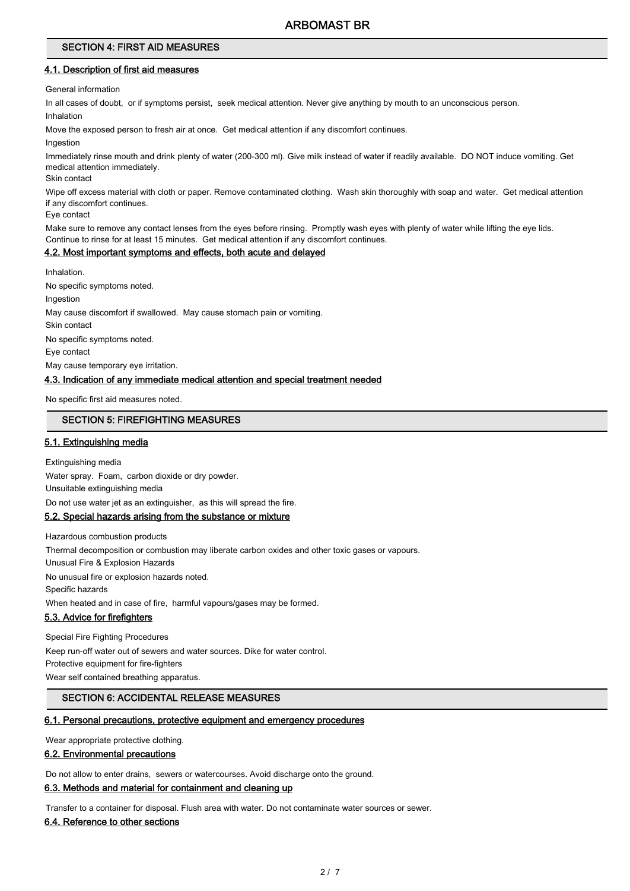## SECTION 4: FIRST AID MEASURES

### 4.1. Description of first aid measures

General information

In all cases of doubt, or if symptoms persist, seek medical attention. Never give anything by mouth to an unconscious person.

Inhalation

Move the exposed person to fresh air at once. Get medical attention if any discomfort continues.

Ingestion

Immediately rinse mouth and drink plenty of water (200-300 ml). Give milk instead of water if readily available. DO NOT induce vomiting. Get medical attention immediately.

Skin contact

Wipe off excess material with cloth or paper. Remove contaminated clothing. Wash skin thoroughly with soap and water. Get medical attention if any discomfort continues.

Eye contact

Make sure to remove any contact lenses from the eyes before rinsing. Promptly wash eyes with plenty of water while lifting the eye lids. Continue to rinse for at least 15 minutes. Get medical attention if any discomfort continues.

### 4.2. Most important symptoms and effects, both acute and delayed

Inhalation.

No specific symptoms noted.

Ingestion

May cause discomfort if swallowed. May cause stomach pain or vomiting.

Skin contact

No specific symptoms noted.

Eye contact

May cause temporary eye irritation.

### 4.3. Indication of any immediate medical attention and special treatment needed

No specific first aid measures noted.

## SECTION 5: FIREFIGHTING MEASURES

### 5.1. Extinguishing media

Extinguishing media

Water spray. Foam, carbon dioxide or dry powder.

Unsuitable extinguishing media

Do not use water jet as an extinguisher, as this will spread the fire.

### 5.2. Special hazards arising from the substance or mixture

Hazardous combustion products

Thermal decomposition or combustion may liberate carbon oxides and other toxic gases or vapours.

Unusual Fire & Explosion Hazards

No unusual fire or explosion hazards noted.

Specific hazards

When heated and in case of fire, harmful vapours/gases may be formed.

### 5.3. Advice for firefighters

Special Fire Fighting Procedures

Keep run-off water out of sewers and water sources. Dike for water control.

Protective equipment for fire-fighters

Wear self contained breathing apparatus.

## SECTION 6: ACCIDENTAL RELEASE MEASURES

### 6.1. Personal precautions, protective equipment and emergency procedures

Wear appropriate protective clothing.

### 6.2. Environmental precautions

Do not allow to enter drains, sewers or watercourses. Avoid discharge onto the ground.

### 6.3. Methods and material for containment and cleaning up

Transfer to a container for disposal. Flush area with water. Do not contaminate water sources or sewer.

### 6.4. Reference to other sections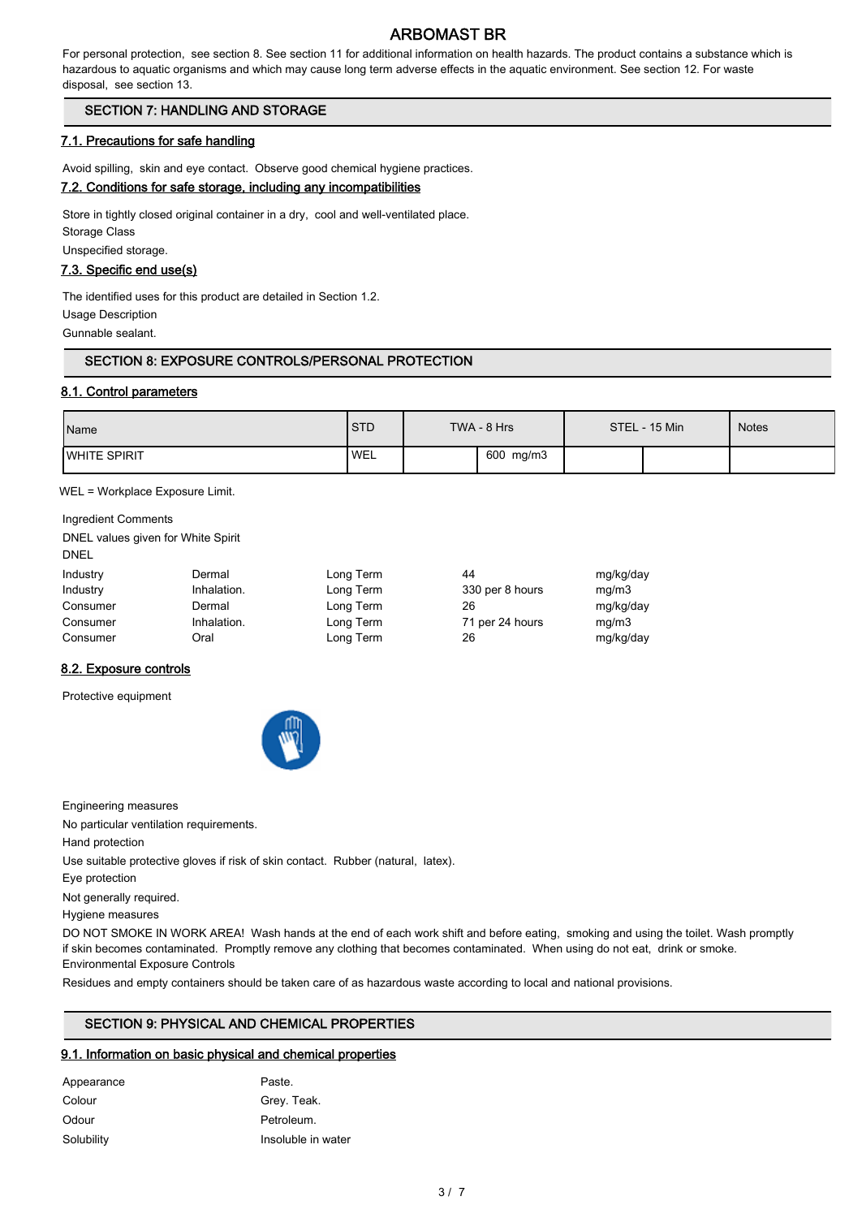For personal protection, see section 8. See section 11 for additional information on health hazards. The product contains a substance which is hazardous to aquatic organisms and which may cause long term adverse effects in the aquatic environment. See section 12. For waste disposal, see section 13.

## SECTION 7: HANDLING AND STORAGE

### 7.1. Precautions for safe handling

Avoid spilling, skin and eye contact. Observe good chemical hygiene practices.

### 7.2. Conditions for safe storage, including any incompatibilities

Store in tightly closed original container in a dry, cool and well-ventilated place.

Storage Class

Unspecified storage.

### 7.3. Specific end use(s)

The identified uses for this product are detailed in Section 1.2.

Usage Description

Gunnable sealant.

## SECTION 8: EXPOSURE CONTROLS/PERSONAL PROTECTION

### 8.1. Control parameters

| Name | STD | TWA - 8 Hrs | | STEL - 15 Min | | Notes |
|---|---|---|---|---|---|---|
| WHITE SPIRIT | WEL | | 600 mg/m3 | | | |

WEL = Workplace Exposure Limit.

Ingredient Comments

DNEL values given for White Spirit

DNEL

| | | | | |
|---|---|---|---|---|
| Industry | Dermal | Long Term | 44 | mg/kg/day |
| Industry | Inhalation. | Long Term | 330 per 8 hours | mg/m3 |
| Consumer | Dermal | Long Term | 26 | mg/kg/day |
| Consumer | Inhalation. | Long Term | 71 per 24 hours | mg/m3 |
| Consumer | Oral | Long Term | 26 | mg/kg/day |

### 8.2. Exposure controls

Protective equipment

Engineering measures

No particular ventilation requirements.

Hand protection

Use suitable protective gloves if risk of skin contact. Rubber (natural, latex).

Eye protection

Not generally required.

Hygiene measures

DO NOT SMOKE IN WORK AREA! Wash hands at the end of each work shift and before eating, smoking and using the toilet. Wash promptly if skin becomes contaminated. Promptly remove any clothing that becomes contaminated. When using do not eat, drink or smoke.

Environmental Exposure Controls

Residues and empty containers should be taken care of as hazardous waste according to local and national provisions.

## SECTION 9: PHYSICAL AND CHEMICAL PROPERTIES

### 9.1. Information on basic physical and chemical properties

| | |
|---|---|
| Appearance | Paste. |
| Colour | Grey. Teak. |
| Odour | Petroleum. |
| Solubility | Insoluble in water |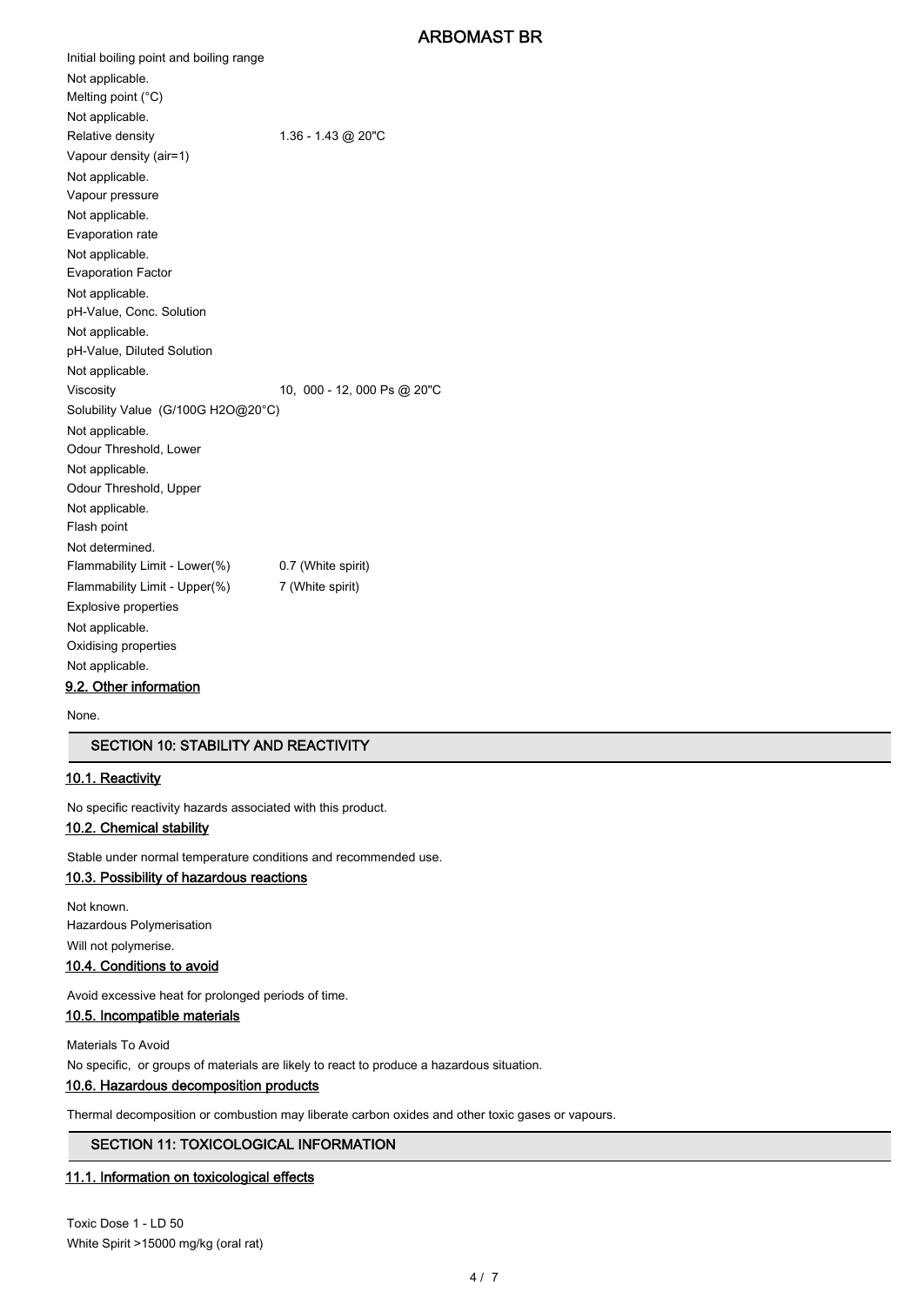Initial boiling point and boiling range

Not applicable.

Melting point (°C)

Not applicable.

Relative density 1.36 - 1.43 @ 20"C

Vapour density (air=1)

Not applicable.

Vapour pressure

Not applicable.

Evaporation rate

Not applicable.

Evaporation Factor

Not applicable.

pH-Value, Conc. Solution

Not applicable.

pH-Value, Diluted Solution

Not applicable.

Viscosity 10, 000 - 12, 000 Ps @ 20"C

Solubility Value (G/100G H2O@20°C)

Not applicable.

Odour Threshold, Lower

Not applicable.

Odour Threshold, Upper

Not applicable.

Flash point

Not determined.

Flammability Limit - Lower(%) 0.7 (White spirit)

Flammability Limit - Upper(%) 7 (White spirit)

Explosive properties

Not applicable.

Oxidising properties

Not applicable.

### 9.2. Other information

None.

## SECTION 10: STABILITY AND REACTIVITY

### 10.1. Reactivity

No specific reactivity hazards associated with this product.

### 10.2. Chemical stability

Stable under normal temperature conditions and recommended use.

### 10.3. Possibility of hazardous reactions

Not known.

Hazardous Polymerisation

Will not polymerise.

### 10.4. Conditions to avoid

Avoid excessive heat for prolonged periods of time.

### 10.5. Incompatible materials

Materials To Avoid

No specific, or groups of materials are likely to react to produce a hazardous situation.

### 10.6. Hazardous decomposition products

Thermal decomposition or combustion may liberate carbon oxides and other toxic gases or vapours.

## SECTION 11: TOXICOLOGICAL INFORMATION

### 11.1. Information on toxicological effects

Toxic Dose 1 - LD 50

White Spirit >15000 mg/kg (oral rat)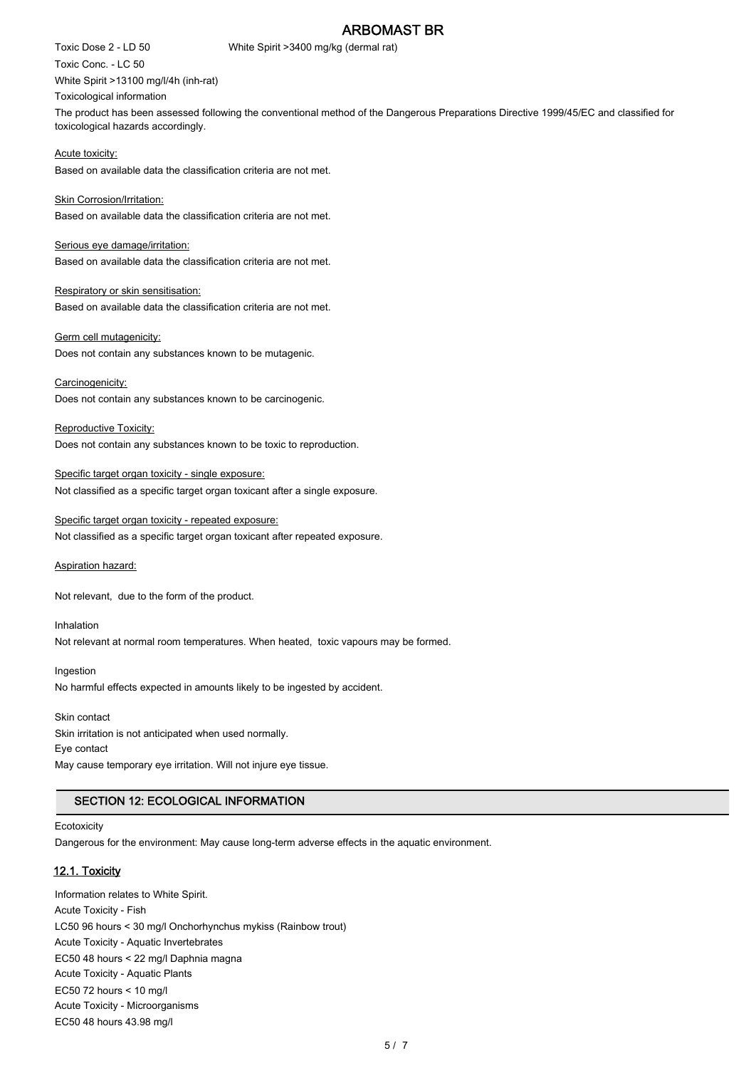Toxic Dose 2 - LD 50 White Spirit >3400 mg/kg (dermal rat)

Toxic Conc. - LC 50

White Spirit >13100 mg/l/4h (inh-rat)

Toxicological information

The product has been assessed following the conventional method of the Dangerous Preparations Directive 1999/45/EC and classified for toxicological hazards accordingly.

Acute toxicity:

Based on available data the classification criteria are not met.

Skin Corrosion/Irritation:

Based on available data the classification criteria are not met.

Serious eye damage/irritation:

Based on available data the classification criteria are not met.

Respiratory or skin sensitisation:

Based on available data the classification criteria are not met.

Germ cell mutagenicity:

Does not contain any substances known to be mutagenic.

Carcinogenicity:

Does not contain any substances known to be carcinogenic.

Reproductive Toxicity:

Does not contain any substances known to be toxic to reproduction.

Specific target organ toxicity - single exposure:

Not classified as a specific target organ toxicant after a single exposure.

Specific target organ toxicity - repeated exposure:

Not classified as a specific target organ toxicant after repeated exposure.

Aspiration hazard:

Not relevant, due to the form of the product.

Inhalation

Not relevant at normal room temperatures. When heated, toxic vapours may be formed.

Ingestion

No harmful effects expected in amounts likely to be ingested by accident.

Skin contact

Skin irritation is not anticipated when used normally.

Eye contact

May cause temporary eye irritation. Will not injure eye tissue.

## SECTION 12: ECOLOGICAL INFORMATION

Ecotoxicity

Dangerous for the environment: May cause long-term adverse effects in the aquatic environment.

### 12.1. Toxicity

Information relates to White Spirit.

Acute Toxicity - Fish

LC50 96 hours < 30 mg/l Onchorhynchus mykiss (Rainbow trout)

Acute Toxicity - Aquatic Invertebrates

EC50 48 hours < 22 mg/l Daphnia magna

Acute Toxicity - Aquatic Plants

EC50 72 hours < 10 mg/l

Acute Toxicity - Microorganisms

EC50 48 hours 43.98 mg/l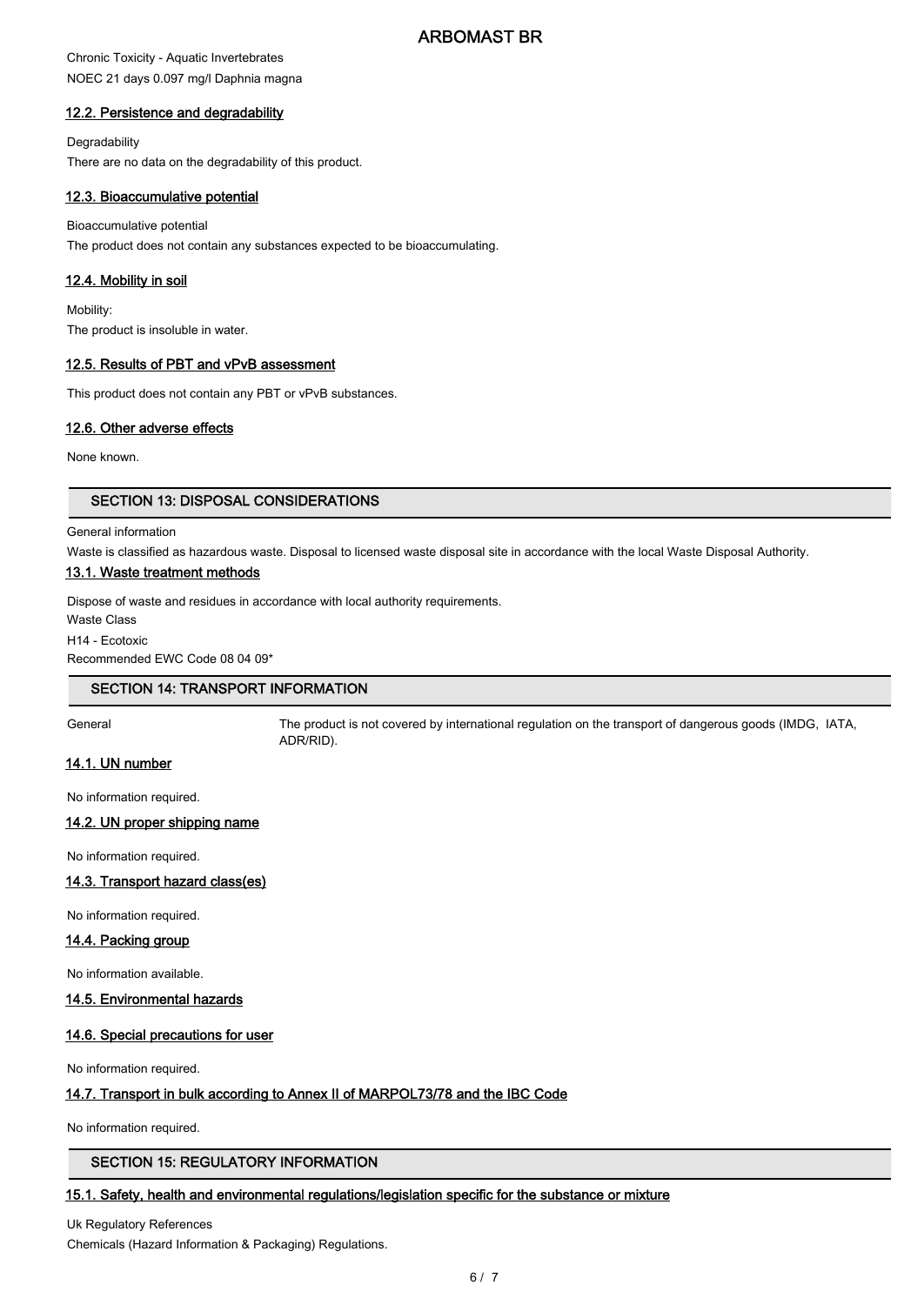Chronic Toxicity - Aquatic Invertebrates

NOEC 21 days 0.097 mg/l Daphnia magna

### 12.2. Persistence and degradability

Degradability

There are no data on the degradability of this product.

### 12.3. Bioaccumulative potential

Bioaccumulative potential

The product does not contain any substances expected to be bioaccumulating.

### 12.4. Mobility in soil

Mobility:

The product is insoluble in water.

### 12.5. Results of PBT and vPvB assessment

This product does not contain any PBT or vPvB substances.

### 12.6. Other adverse effects

None known.

## SECTION 13: DISPOSAL CONSIDERATIONS

General information

Waste is classified as hazardous waste. Disposal to licensed waste disposal site in accordance with the local Waste Disposal Authority.

### 13.1. Waste treatment methods

Dispose of waste and residues in accordance with local authority requirements.

Waste Class

H14 - Ecotoxic

Recommended EWC Code 08 04 09*

## SECTION 14: TRANSPORT INFORMATION

General — The product is not covered by international regulation on the transport of dangerous goods (IMDG, IATA, ADR/RID).

### 14.1. UN number

No information required.

### 14.2. UN proper shipping name

No information required.

### 14.3. Transport hazard class(es)

No information required.

### 14.4. Packing group

No information available.

### 14.5. Environmental hazards

### 14.6. Special precautions for user

No information required.

### 14.7. Transport in bulk according to Annex II of MARPOL73/78 and the IBC Code

No information required.

## SECTION 15: REGULATORY INFORMATION

### 15.1. Safety, health and environmental regulations/legislation specific for the substance or mixture

Uk Regulatory References

Chemicals (Hazard Information & Packaging) Regulations.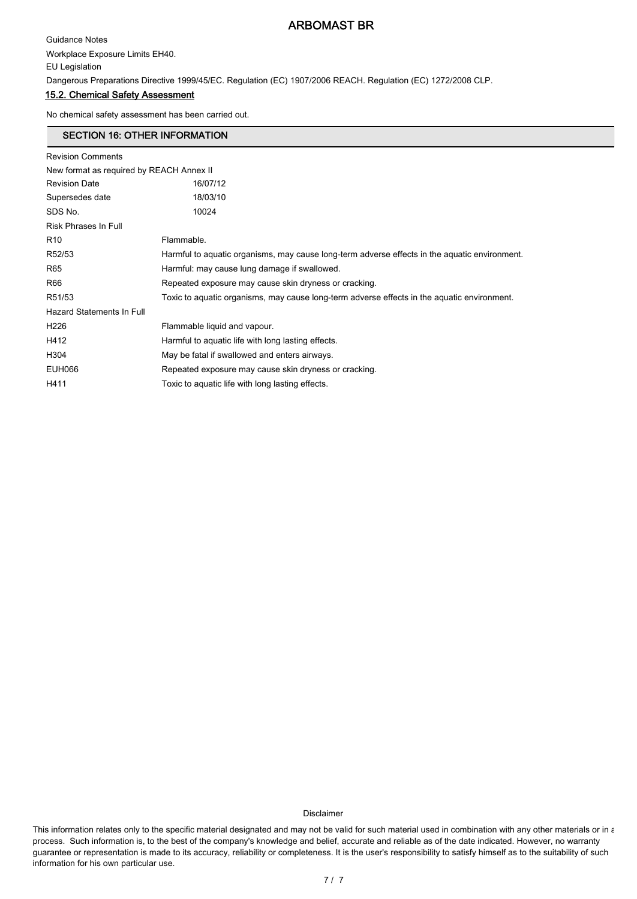Guidance Notes

Workplace Exposure Limits EH40.

EU Legislation

Dangerous Preparations Directive 1999/45/EC. Regulation (EC) 1907/2006 REACH. Regulation (EC) 1272/2008 CLP.

### 15.2. Chemical Safety Assessment

No chemical safety assessment has been carried out.

## SECTION 16: OTHER INFORMATION

Revision Comments

New format as required by REACH Annex II

| | |
|---|---|
| Revision Date | 16/07/12 |
| Supersedes date | 18/03/10 |
| SDS No. | 10024 |

Risk Phrases In Full

| | |
|---|---|
| R10 | Flammable. |
| R52/53 | Harmful to aquatic organisms, may cause long-term adverse effects in the aquatic environment. |
| R65 | Harmful: may cause lung damage if swallowed. |
| R66 | Repeated exposure may cause skin dryness or cracking. |
| R51/53 | Toxic to aquatic organisms, may cause long-term adverse effects in the aquatic environment. |

Hazard Statements In Full

| | |
|---|---|
| H226 | Flammable liquid and vapour. |
| H412 | Harmful to aquatic life with long lasting effects. |
| H304 | May be fatal if swallowed and enters airways. |
| EUH066 | Repeated exposure may cause skin dryness or cracking. |
| H411 | Toxic to aquatic life with long lasting effects. |

Disclaimer

This information relates only to the specific material designated and may not be valid for such material used in combination with any other materials or in a process. Such information is, to the best of the company's knowledge and belief, accurate and reliable as of the date indicated. However, no warranty guarantee or representation is made to its accuracy, reliability or completeness. It is the user's responsibility to satisfy himself as to the suitability of such information for his own particular use.